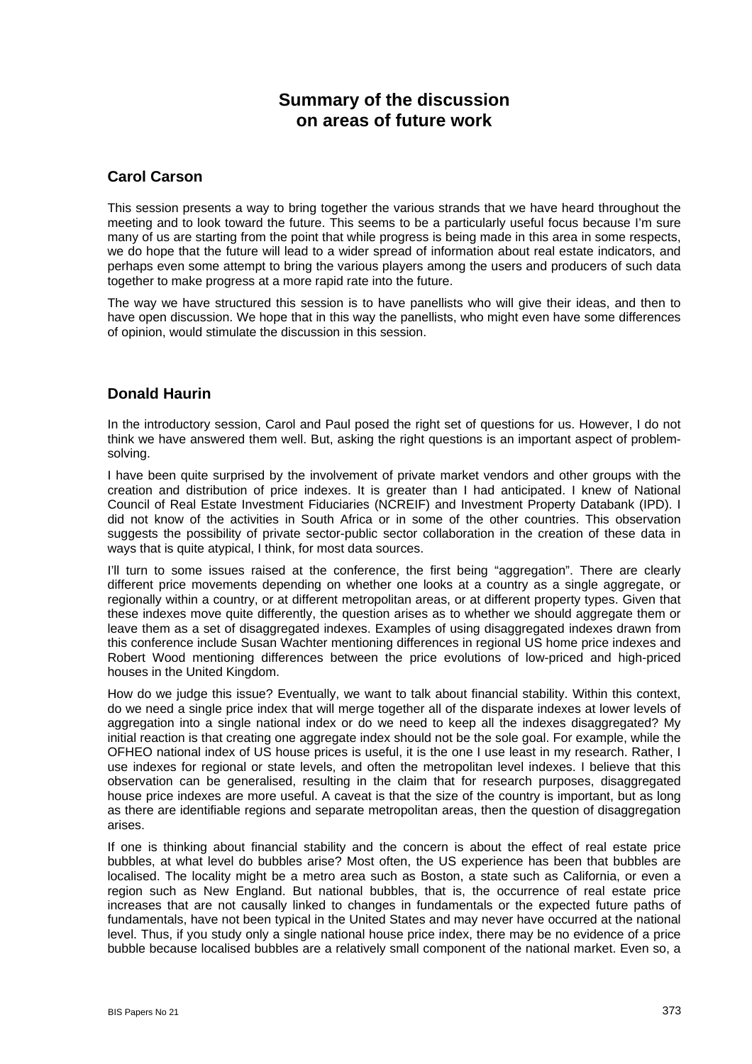# Summary of the discussion on areas of future work

## Carol Carson

This session presents a way to bring together the various strands that we have heard throughout the meeting and to look toward the future. This seems to be a particularly useful focus because I'm sure many of us are starting from the point that while progress is being made in this area in some respects, we do hope that the future will lead to a wider spread of information about real estate indicators, and perhaps even some attempt to bring the various players among the users and producers of such data together to make progress at a more rapid rate into the future.

The way we have structured this session is to have panellists who will give their ideas, and then to have open discussion. We hope that in this way the panellists, who might even have some differences of opinion, would stimulate the discussion in this session.

## Donald Haurin

In the introductory session, Carol and Paul posed the right set of questions for us. However, I do not think we have answered them well. But, asking the right questions is an important aspect of problem-solving.

I have been quite surprised by the involvement of private market vendors and other groups with the creation and distribution of price indexes. It is greater than I had anticipated. I knew of National Council of Real Estate Investment Fiduciaries (NCREIF) and Investment Property Databank (IPD). I did not know of the activities in South Africa or in some of the other countries. This observation suggests the possibility of private sector-public sector collaboration in the creation of these data in ways that is quite atypical, I think, for most data sources.

I'll turn to some issues raised at the conference, the first being "aggregation". There are clearly different price movements depending on whether one looks at a country as a single aggregate, or regionally within a country, or at different metropolitan areas, or at different property types. Given that these indexes move quite differently, the question arises as to whether we should aggregate them or leave them as a set of disaggregated indexes. Examples of using disaggregated indexes drawn from this conference include Susan Wachter mentioning differences in regional US home price indexes and Robert Wood mentioning differences between the price evolutions of low-priced and high-priced houses in the United Kingdom.

How do we judge this issue? Eventually, we want to talk about financial stability. Within this context, do we need a single price index that will merge together all of the disparate indexes at lower levels of aggregation into a single national index or do we need to keep all the indexes disaggregated? My initial reaction is that creating one aggregate index should not be the sole goal. For example, while the OFHEO national index of US house prices is useful, it is the one I use least in my research. Rather, I use indexes for regional or state levels, and often the metropolitan level indexes. I believe that this observation can be generalised, resulting in the claim that for research purposes, disaggregated house price indexes are more useful. A caveat is that the size of the country is important, but as long as there are identifiable regions and separate metropolitan areas, then the question of disaggregation arises.

If one is thinking about financial stability and the concern is about the effect of real estate price bubbles, at what level do bubbles arise? Most often, the US experience has been that bubbles are localised. The locality might be a metro area such as Boston, a state such as California, or even a region such as New England. But national bubbles, that is, the occurrence of real estate price increases that are not causally linked to changes in fundamentals or the expected future paths of fundamentals, have not been typical in the United States and may never have occurred at the national level. Thus, if you study only a single national house price index, there may be no evidence of a price bubble because localised bubbles are a relatively small component of the national market. Even so, a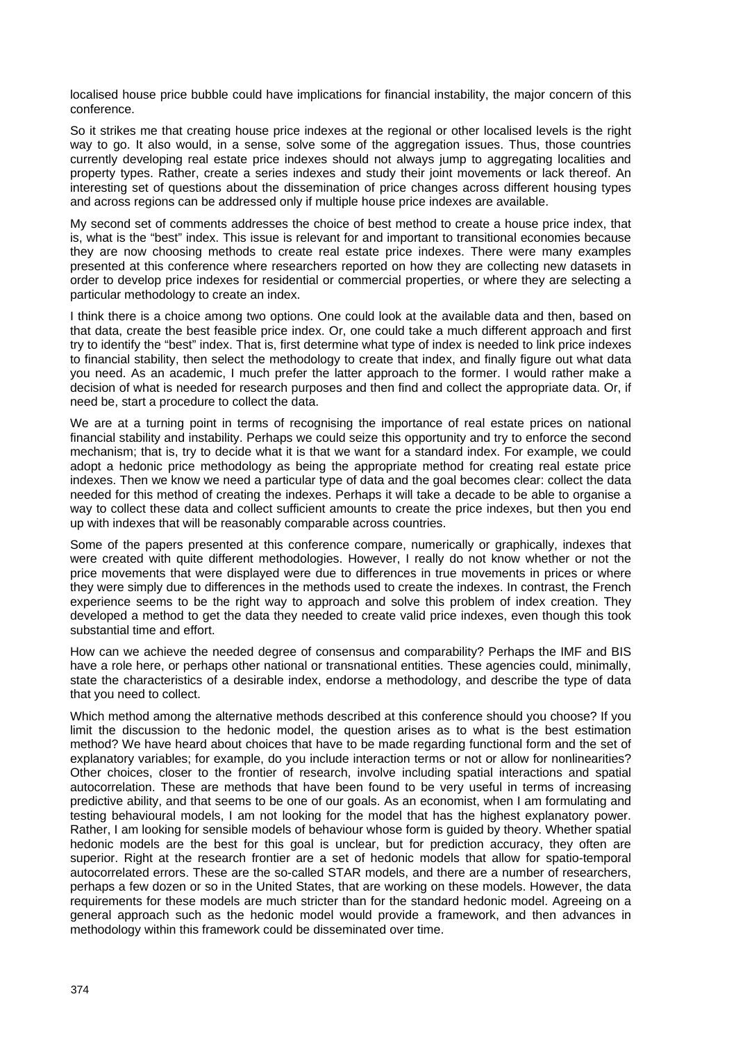localised house price bubble could have implications for financial instability, the major concern of this conference.

So it strikes me that creating house price indexes at the regional or other localised levels is the right way to go. It also would, in a sense, solve some of the aggregation issues. Thus, those countries currently developing real estate price indexes should not always jump to aggregating localities and property types. Rather, create a series indexes and study their joint movements or lack thereof. An interesting set of questions about the dissemination of price changes across different housing types and across regions can be addressed only if multiple house price indexes are available.

My second set of comments addresses the choice of best method to create a house price index, that is, what is the "best" index. This issue is relevant for and important to transitional economies because they are now choosing methods to create real estate price indexes. There were many examples presented at this conference where researchers reported on how they are collecting new datasets in order to develop price indexes for residential or commercial properties, or where they are selecting a particular methodology to create an index.

I think there is a choice among two options. One could look at the available data and then, based on that data, create the best feasible price index. Or, one could take a much different approach and first try to identify the "best" index. That is, first determine what type of index is needed to link price indexes to financial stability, then select the methodology to create that index, and finally figure out what data you need. As an academic, I much prefer the latter approach to the former. I would rather make a decision of what is needed for research purposes and then find and collect the appropriate data. Or, if need be, start a procedure to collect the data.

We are at a turning point in terms of recognising the importance of real estate prices on national financial stability and instability. Perhaps we could seize this opportunity and try to enforce the second mechanism; that is, try to decide what it is that we want for a standard index. For example, we could adopt a hedonic price methodology as being the appropriate method for creating real estate price indexes. Then we know we need a particular type of data and the goal becomes clear: collect the data needed for this method of creating the indexes. Perhaps it will take a decade to be able to organise a way to collect these data and collect sufficient amounts to create the price indexes, but then you end up with indexes that will be reasonably comparable across countries.

Some of the papers presented at this conference compare, numerically or graphically, indexes that were created with quite different methodologies. However, I really do not know whether or not the price movements that were displayed were due to differences in true movements in prices or where they were simply due to differences in the methods used to create the indexes. In contrast, the French experience seems to be the right way to approach and solve this problem of index creation. They developed a method to get the data they needed to create valid price indexes, even though this took substantial time and effort.

How can we achieve the needed degree of consensus and comparability? Perhaps the IMF and BIS have a role here, or perhaps other national or transnational entities. These agencies could, minimally, state the characteristics of a desirable index, endorse a methodology, and describe the type of data that you need to collect.

Which method among the alternative methods described at this conference should you choose? If you limit the discussion to the hedonic model, the question arises as to what is the best estimation method? We have heard about choices that have to be made regarding functional form and the set of explanatory variables; for example, do you include interaction terms or not or allow for nonlinearities? Other choices, closer to the frontier of research, involve including spatial interactions and spatial autocorrelation. These are methods that have been found to be very useful in terms of increasing predictive ability, and that seems to be one of our goals. As an economist, when I am formulating and testing behavioural models, I am not looking for the model that has the highest explanatory power. Rather, I am looking for sensible models of behaviour whose form is guided by theory. Whether spatial hedonic models are the best for this goal is unclear, but for prediction accuracy, they often are superior. Right at the research frontier are a set of hedonic models that allow for spatio-temporal autocorrelated errors. These are the so-called STAR models, and there are a number of researchers, perhaps a few dozen or so in the United States, that are working on these models. However, the data requirements for these models are much stricter than for the standard hedonic model. Agreeing on a general approach such as the hedonic model would provide a framework, and then advances in methodology within this framework could be disseminated over time.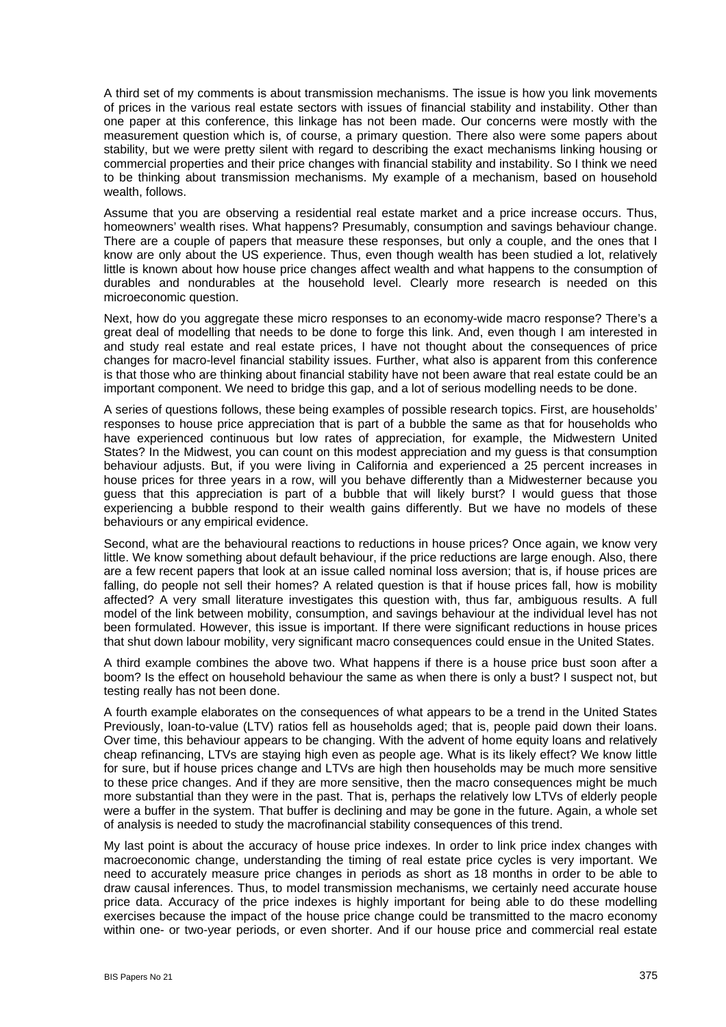A third set of my comments is about transmission mechanisms. The issue is how you link movements of prices in the various real estate sectors with issues of financial stability and instability. Other than one paper at this conference, this linkage has not been made. Our concerns were mostly with the measurement question which is, of course, a primary question. There also were some papers about stability, but we were pretty silent with regard to describing the exact mechanisms linking housing or commercial properties and their price changes with financial stability and instability. So I think we need to be thinking about transmission mechanisms. My example of a mechanism, based on household wealth, follows.

Assume that you are observing a residential real estate market and a price increase occurs. Thus, homeowners' wealth rises. What happens? Presumably, consumption and savings behaviour change. There are a couple of papers that measure these responses, but only a couple, and the ones that I know are only about the US experience. Thus, even though wealth has been studied a lot, relatively little is known about how house price changes affect wealth and what happens to the consumption of durables and nondurables at the household level. Clearly more research is needed on this microeconomic question.

Next, how do you aggregate these micro responses to an economy-wide macro response? There's a great deal of modelling that needs to be done to forge this link. And, even though I am interested in and study real estate and real estate prices, I have not thought about the consequences of price changes for macro-level financial stability issues. Further, what also is apparent from this conference is that those who are thinking about financial stability have not been aware that real estate could be an important component. We need to bridge this gap, and a lot of serious modelling needs to be done.

A series of questions follows, these being examples of possible research topics. First, are households' responses to house price appreciation that is part of a bubble the same as that for households who have experienced continuous but low rates of appreciation, for example, the Midwestern United States? In the Midwest, you can count on this modest appreciation and my guess is that consumption behaviour adjusts. But, if you were living in California and experienced a 25 percent increases in house prices for three years in a row, will you behave differently than a Midwesterner because you guess that this appreciation is part of a bubble that will likely burst? I would guess that those experiencing a bubble respond to their wealth gains differently. But we have no models of these behaviours or any empirical evidence.

Second, what are the behavioural reactions to reductions in house prices? Once again, we know very little. We know something about default behaviour, if the price reductions are large enough. Also, there are a few recent papers that look at an issue called nominal loss aversion; that is, if house prices are falling, do people not sell their homes? A related question is that if house prices fall, how is mobility affected? A very small literature investigates this question with, thus far, ambiguous results. A full model of the link between mobility, consumption, and savings behaviour at the individual level has not been formulated. However, this issue is important. If there were significant reductions in house prices that shut down labour mobility, very significant macro consequences could ensue in the United States.

A third example combines the above two. What happens if there is a house price bust soon after a boom? Is the effect on household behaviour the same as when there is only a bust? I suspect not, but testing really has not been done.

A fourth example elaborates on the consequences of what appears to be a trend in the United States Previously, loan-to-value (LTV) ratios fell as households aged; that is, people paid down their loans. Over time, this behaviour appears to be changing. With the advent of home equity loans and relatively cheap refinancing, LTVs are staying high even as people age. What is its likely effect? We know little for sure, but if house prices change and LTVs are high then households may be much more sensitive to these price changes. And if they are more sensitive, then the macro consequences might be much more substantial than they were in the past. That is, perhaps the relatively low LTVs of elderly people were a buffer in the system. That buffer is declining and may be gone in the future. Again, a whole set of analysis is needed to study the macrofinancial stability consequences of this trend.

My last point is about the accuracy of house price indexes. In order to link price index changes with macroeconomic change, understanding the timing of real estate price cycles is very important. We need to accurately measure price changes in periods as short as 18 months in order to be able to draw causal inferences. Thus, to model transmission mechanisms, we certainly need accurate house price data. Accuracy of the price indexes is highly important for being able to do these modelling exercises because the impact of the house price change could be transmitted to the macro economy within one- or two-year periods, or even shorter. And if our house price and commercial real estate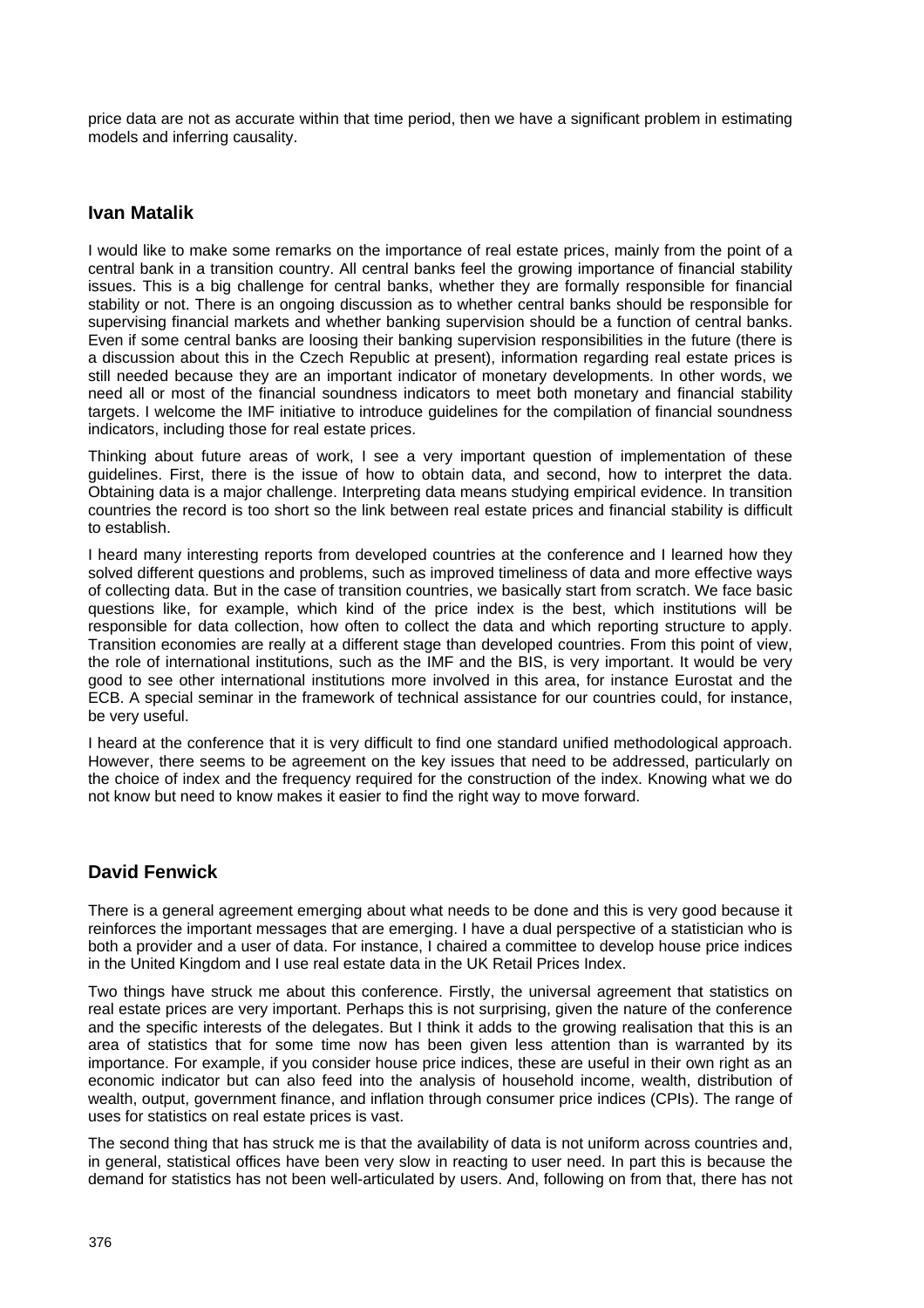price data are not as accurate within that time period, then we have a significant problem in estimating models and inferring causality.

## Ivan Matalik

I would like to make some remarks on the importance of real estate prices, mainly from the point of a central bank in a transition country. All central banks feel the growing importance of financial stability issues. This is a big challenge for central banks, whether they are formally responsible for financial stability or not. There is an ongoing discussion as to whether central banks should be responsible for supervising financial markets and whether banking supervision should be a function of central banks. Even if some central banks are loosing their banking supervision responsibilities in the future (there is a discussion about this in the Czech Republic at present), information regarding real estate prices is still needed because they are an important indicator of monetary developments. In other words, we need all or most of the financial soundness indicators to meet both monetary and financial stability targets. I welcome the IMF initiative to introduce guidelines for the compilation of financial soundness indicators, including those for real estate prices.

Thinking about future areas of work, I see a very important question of implementation of these guidelines. First, there is the issue of how to obtain data, and second, how to interpret the data. Obtaining data is a major challenge. Interpreting data means studying empirical evidence. In transition countries the record is too short so the link between real estate prices and financial stability is difficult to establish.

I heard many interesting reports from developed countries at the conference and I learned how they solved different questions and problems, such as improved timeliness of data and more effective ways of collecting data. But in the case of transition countries, we basically start from scratch. We face basic questions like, for example, which kind of the price index is the best, which institutions will be responsible for data collection, how often to collect the data and which reporting structure to apply. Transition economies are really at a different stage than developed countries. From this point of view, the role of international institutions, such as the IMF and the BIS, is very important. It would be very good to see other international institutions more involved in this area, for instance Eurostat and the ECB. A special seminar in the framework of technical assistance for our countries could, for instance, be very useful.

I heard at the conference that it is very difficult to find one standard unified methodological approach. However, there seems to be agreement on the key issues that need to be addressed, particularly on the choice of index and the frequency required for the construction of the index. Knowing what we do not know but need to know makes it easier to find the right way to move forward.

## David Fenwick

There is a general agreement emerging about what needs to be done and this is very good because it reinforces the important messages that are emerging. I have a dual perspective of a statistician who is both a provider and a user of data. For instance, I chaired a committee to develop house price indices in the United Kingdom and I use real estate data in the UK Retail Prices Index.

Two things have struck me about this conference. Firstly, the universal agreement that statistics on real estate prices are very important. Perhaps this is not surprising, given the nature of the conference and the specific interests of the delegates. But I think it adds to the growing realisation that this is an area of statistics that for some time now has been given less attention than is warranted by its importance. For example, if you consider house price indices, these are useful in their own right as an economic indicator but can also feed into the analysis of household income, wealth, distribution of wealth, output, government finance, and inflation through consumer price indices (CPIs). The range of uses for statistics on real estate prices is vast.

The second thing that has struck me is that the availability of data is not uniform across countries and, in general, statistical offices have been very slow in reacting to user need. In part this is because the demand for statistics has not been well-articulated by users. And, following on from that, there has not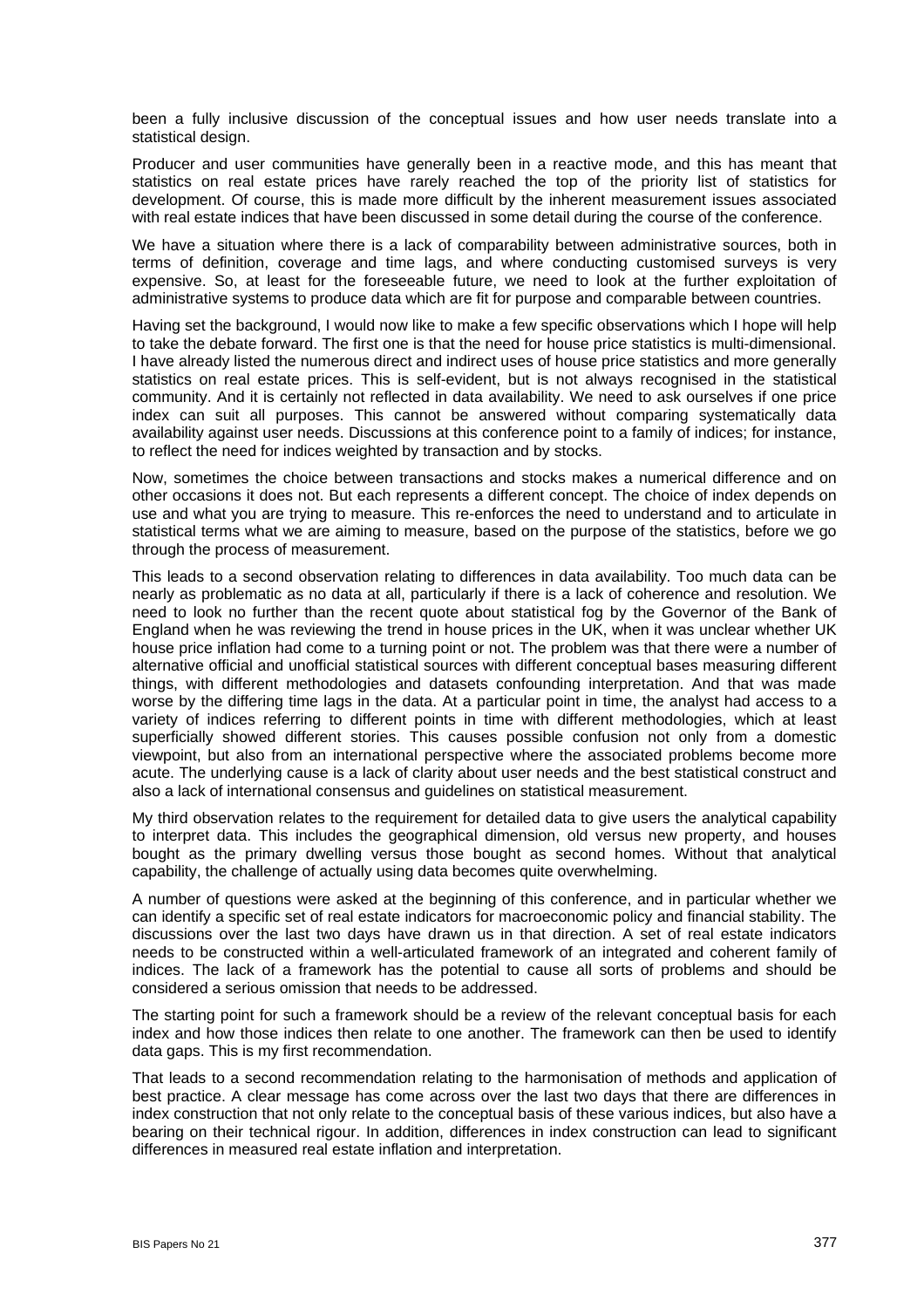been a fully inclusive discussion of the conceptual issues and how user needs translate into a statistical design.

Producer and user communities have generally been in a reactive mode, and this has meant that statistics on real estate prices have rarely reached the top of the priority list of statistics for development. Of course, this is made more difficult by the inherent measurement issues associated with real estate indices that have been discussed in some detail during the course of the conference.

We have a situation where there is a lack of comparability between administrative sources, both in terms of definition, coverage and time lags, and where conducting customised surveys is very expensive. So, at least for the foreseeable future, we need to look at the further exploitation of administrative systems to produce data which are fit for purpose and comparable between countries.

Having set the background, I would now like to make a few specific observations which I hope will help to take the debate forward. The first one is that the need for house price statistics is multi-dimensional. I have already listed the numerous direct and indirect uses of house price statistics and more generally statistics on real estate prices. This is self-evident, but is not always recognised in the statistical community. And it is certainly not reflected in data availability. We need to ask ourselves if one price index can suit all purposes. This cannot be answered without comparing systematically data availability against user needs. Discussions at this conference point to a family of indices; for instance, to reflect the need for indices weighted by transaction and by stocks.

Now, sometimes the choice between transactions and stocks makes a numerical difference and on other occasions it does not. But each represents a different concept. The choice of index depends on use and what you are trying to measure. This re-enforces the need to understand and to articulate in statistical terms what we are aiming to measure, based on the purpose of the statistics, before we go through the process of measurement.

This leads to a second observation relating to differences in data availability. Too much data can be nearly as problematic as no data at all, particularly if there is a lack of coherence and resolution. We need to look no further than the recent quote about statistical fog by the Governor of the Bank of England when he was reviewing the trend in house prices in the UK, when it was unclear whether UK house price inflation had come to a turning point or not. The problem was that there were a number of alternative official and unofficial statistical sources with different conceptual bases measuring different things, with different methodologies and datasets confounding interpretation. And that was made worse by the differing time lags in the data. At a particular point in time, the analyst had access to a variety of indices referring to different points in time with different methodologies, which at least superficially showed different stories. This causes possible confusion not only from a domestic viewpoint, but also from an international perspective where the associated problems become more acute. The underlying cause is a lack of clarity about user needs and the best statistical construct and also a lack of international consensus and guidelines on statistical measurement.

My third observation relates to the requirement for detailed data to give users the analytical capability to interpret data. This includes the geographical dimension, old versus new property, and houses bought as the primary dwelling versus those bought as second homes. Without that analytical capability, the challenge of actually using data becomes quite overwhelming.

A number of questions were asked at the beginning of this conference, and in particular whether we can identify a specific set of real estate indicators for macroeconomic policy and financial stability. The discussions over the last two days have drawn us in that direction. A set of real estate indicators needs to be constructed within a well-articulated framework of an integrated and coherent family of indices. The lack of a framework has the potential to cause all sorts of problems and should be considered a serious omission that needs to be addressed.

The starting point for such a framework should be a review of the relevant conceptual basis for each index and how those indices then relate to one another. The framework can then be used to identify data gaps. This is my first recommendation.

That leads to a second recommendation relating to the harmonisation of methods and application of best practice. A clear message has come across over the last two days that there are differences in index construction that not only relate to the conceptual basis of these various indices, but also have a bearing on their technical rigour. In addition, differences in index construction can lead to significant differences in measured real estate inflation and interpretation.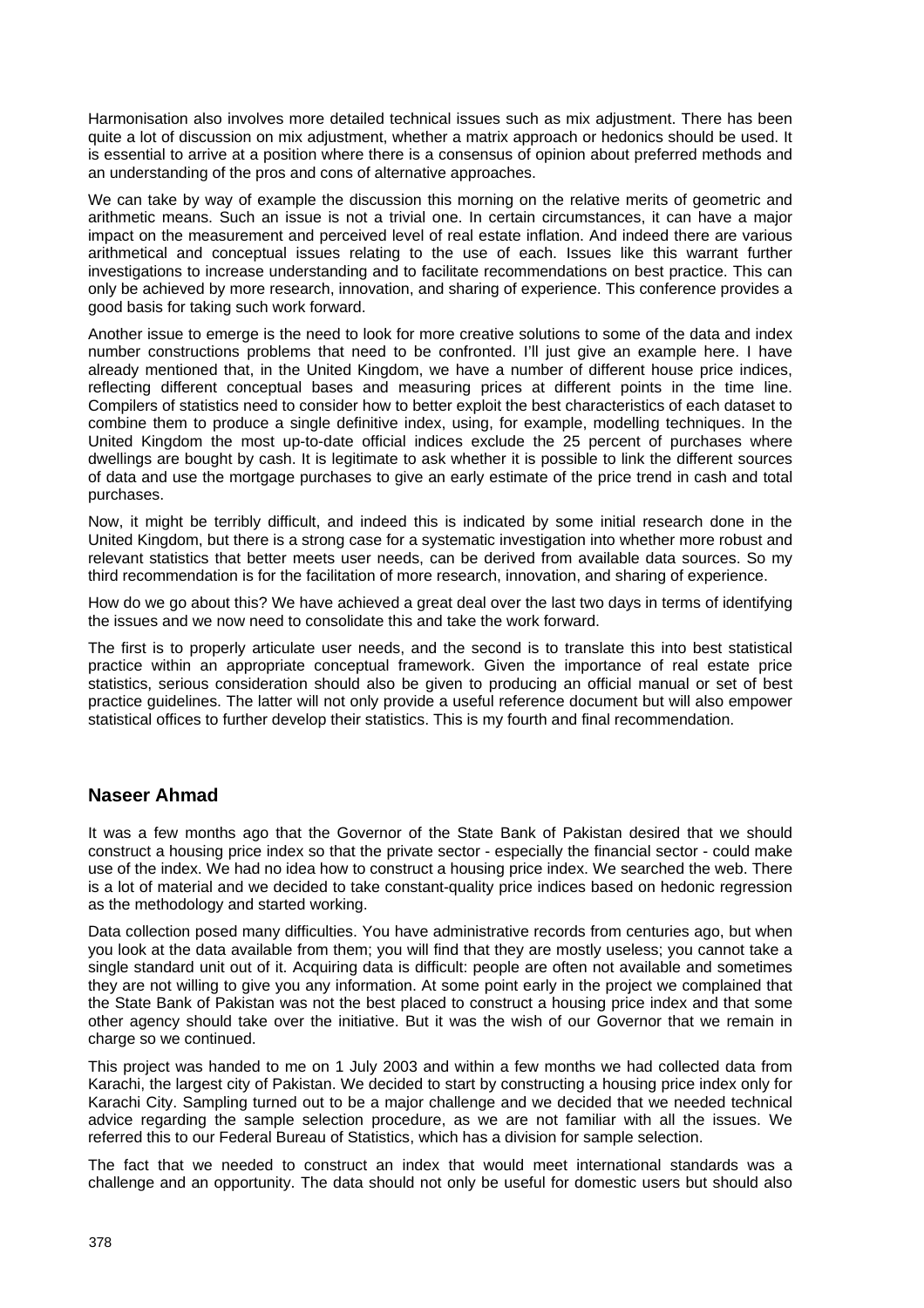Harmonisation also involves more detailed technical issues such as mix adjustment. There has been quite a lot of discussion on mix adjustment, whether a matrix approach or hedonics should be used. It is essential to arrive at a position where there is a consensus of opinion about preferred methods and an understanding of the pros and cons of alternative approaches.

We can take by way of example the discussion this morning on the relative merits of geometric and arithmetic means. Such an issue is not a trivial one. In certain circumstances, it can have a major impact on the measurement and perceived level of real estate inflation. And indeed there are various arithmetical and conceptual issues relating to the use of each. Issues like this warrant further investigations to increase understanding and to facilitate recommendations on best practice. This can only be achieved by more research, innovation, and sharing of experience. This conference provides a good basis for taking such work forward.

Another issue to emerge is the need to look for more creative solutions to some of the data and index number constructions problems that need to be confronted. I'll just give an example here. I have already mentioned that, in the United Kingdom, we have a number of different house price indices, reflecting different conceptual bases and measuring prices at different points in the time line. Compilers of statistics need to consider how to better exploit the best characteristics of each dataset to combine them to produce a single definitive index, using, for example, modelling techniques. In the United Kingdom the most up-to-date official indices exclude the 25 percent of purchases where dwellings are bought by cash. It is legitimate to ask whether it is possible to link the different sources of data and use the mortgage purchases to give an early estimate of the price trend in cash and total purchases.

Now, it might be terribly difficult, and indeed this is indicated by some initial research done in the United Kingdom, but there is a strong case for a systematic investigation into whether more robust and relevant statistics that better meets user needs, can be derived from available data sources. So my third recommendation is for the facilitation of more research, innovation, and sharing of experience.

How do we go about this? We have achieved a great deal over the last two days in terms of identifying the issues and we now need to consolidate this and take the work forward.

The first is to properly articulate user needs, and the second is to translate this into best statistical practice within an appropriate conceptual framework. Given the importance of real estate price statistics, serious consideration should also be given to producing an official manual or set of best practice guidelines. The latter will not only provide a useful reference document but will also empower statistical offices to further develop their statistics. This is my fourth and final recommendation.

## Naseer Ahmad

It was a few months ago that the Governor of the State Bank of Pakistan desired that we should construct a housing price index so that the private sector - especially the financial sector - could make use of the index. We had no idea how to construct a housing price index. We searched the web. There is a lot of material and we decided to take constant-quality price indices based on hedonic regression as the methodology and started working.

Data collection posed many difficulties. You have administrative records from centuries ago, but when you look at the data available from them; you will find that they are mostly useless; you cannot take a single standard unit out of it. Acquiring data is difficult: people are often not available and sometimes they are not willing to give you any information. At some point early in the project we complained that the State Bank of Pakistan was not the best placed to construct a housing price index and that some other agency should take over the initiative. But it was the wish of our Governor that we remain in charge so we continued.

This project was handed to me on 1 July 2003 and within a few months we had collected data from Karachi, the largest city of Pakistan. We decided to start by constructing a housing price index only for Karachi City. Sampling turned out to be a major challenge and we decided that we needed technical advice regarding the sample selection procedure, as we are not familiar with all the issues. We referred this to our Federal Bureau of Statistics, which has a division for sample selection.

The fact that we needed to construct an index that would meet international standards was a challenge and an opportunity. The data should not only be useful for domestic users but should also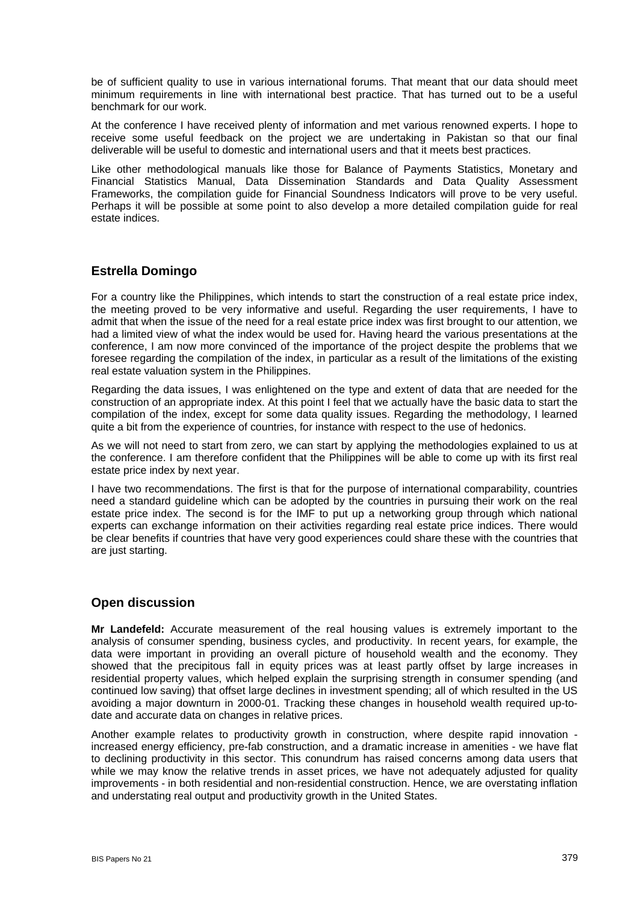be of sufficient quality to use in various international forums. That meant that our data should meet minimum requirements in line with international best practice. That has turned out to be a useful benchmark for our work.

At the conference I have received plenty of information and met various renowned experts. I hope to receive some useful feedback on the project we are undertaking in Pakistan so that our final deliverable will be useful to domestic and international users and that it meets best practices.

Like other methodological manuals like those for Balance of Payments Statistics, Monetary and Financial Statistics Manual, Data Dissemination Standards and Data Quality Assessment Frameworks, the compilation guide for Financial Soundness Indicators will prove to be very useful. Perhaps it will be possible at some point to also develop a more detailed compilation guide for real estate indices.

## Estrella Domingo

For a country like the Philippines, which intends to start the construction of a real estate price index, the meeting proved to be very informative and useful. Regarding the user requirements, I have to admit that when the issue of the need for a real estate price index was first brought to our attention, we had a limited view of what the index would be used for. Having heard the various presentations at the conference, I am now more convinced of the importance of the project despite the problems that we foresee regarding the compilation of the index, in particular as a result of the limitations of the existing real estate valuation system in the Philippines.

Regarding the data issues, I was enlightened on the type and extent of data that are needed for the construction of an appropriate index. At this point I feel that we actually have the basic data to start the compilation of the index, except for some data quality issues. Regarding the methodology, I learned quite a bit from the experience of countries, for instance with respect to the use of hedonics.

As we will not need to start from zero, we can start by applying the methodologies explained to us at the conference. I am therefore confident that the Philippines will be able to come up with its first real estate price index by next year.

I have two recommendations. The first is that for the purpose of international comparability, countries need a standard guideline which can be adopted by the countries in pursuing their work on the real estate price index. The second is for the IMF to put up a networking group through which national experts can exchange information on their activities regarding real estate price indices. There would be clear benefits if countries that have very good experiences could share these with the countries that are just starting.

## Open discussion

**Mr Landefeld:** Accurate measurement of the real housing values is extremely important to the analysis of consumer spending, business cycles, and productivity. In recent years, for example, the data were important in providing an overall picture of household wealth and the economy. They showed that the precipitous fall in equity prices was at least partly offset by large increases in residential property values, which helped explain the surprising strength in consumer spending (and continued low saving) that offset large declines in investment spending; all of which resulted in the US avoiding a major downturn in 2000-01. Tracking these changes in household wealth required up-to-date and accurate data on changes in relative prices.

Another example relates to productivity growth in construction, where despite rapid innovation - increased energy efficiency, pre-fab construction, and a dramatic increase in amenities - we have flat to declining productivity in this sector. This conundrum has raised concerns among data users that while we may know the relative trends in asset prices, we have not adequately adjusted for quality improvements - in both residential and non-residential construction. Hence, we are overstating inflation and understating real output and productivity growth in the United States.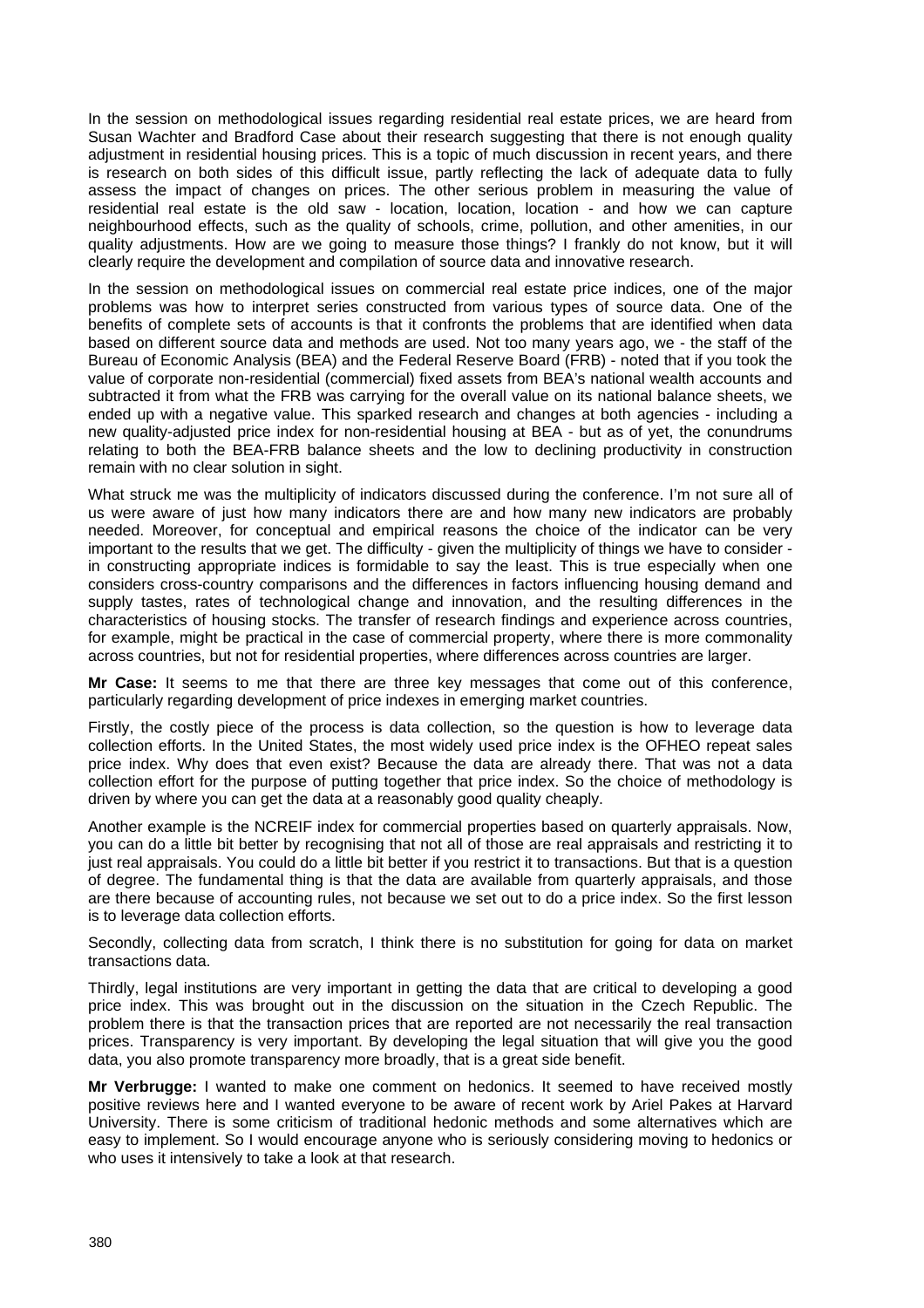In the session on methodological issues regarding residential real estate prices, we are heard from Susan Wachter and Bradford Case about their research suggesting that there is not enough quality adjustment in residential housing prices. This is a topic of much discussion in recent years, and there is research on both sides of this difficult issue, partly reflecting the lack of adequate data to fully assess the impact of changes on prices. The other serious problem in measuring the value of residential real estate is the old saw - location, location, location - and how we can capture neighbourhood effects, such as the quality of schools, crime, pollution, and other amenities, in our quality adjustments. How are we going to measure those things? I frankly do not know, but it will clearly require the development and compilation of source data and innovative research.

In the session on methodological issues on commercial real estate price indices, one of the major problems was how to interpret series constructed from various types of source data. One of the benefits of complete sets of accounts is that it confronts the problems that are identified when data based on different source data and methods are used. Not too many years ago, we - the staff of the Bureau of Economic Analysis (BEA) and the Federal Reserve Board (FRB) - noted that if you took the value of corporate non-residential (commercial) fixed assets from BEA's national wealth accounts and subtracted it from what the FRB was carrying for the overall value on its national balance sheets, we ended up with a negative value. This sparked research and changes at both agencies - including a new quality-adjusted price index for non-residential housing at BEA - but as of yet, the conundrums relating to both the BEA-FRB balance sheets and the low to declining productivity in construction remain with no clear solution in sight.

What struck me was the multiplicity of indicators discussed during the conference. I'm not sure all of us were aware of just how many indicators there are and how many new indicators are probably needed. Moreover, for conceptual and empirical reasons the choice of the indicator can be very important to the results that we get. The difficulty - given the multiplicity of things we have to consider - in constructing appropriate indices is formidable to say the least. This is true especially when one considers cross-country comparisons and the differences in factors influencing housing demand and supply tastes, rates of technological change and innovation, and the resulting differences in the characteristics of housing stocks. The transfer of research findings and experience across countries, for example, might be practical in the case of commercial property, where there is more commonality across countries, but not for residential properties, where differences across countries are larger.

**Mr Case:** It seems to me that there are three key messages that come out of this conference, particularly regarding development of price indexes in emerging market countries.

Firstly, the costly piece of the process is data collection, so the question is how to leverage data collection efforts. In the United States, the most widely used price index is the OFHEO repeat sales price index. Why does that even exist? Because the data are already there. That was not a data collection effort for the purpose of putting together that price index. So the choice of methodology is driven by where you can get the data at a reasonably good quality cheaply.

Another example is the NCREIF index for commercial properties based on quarterly appraisals. Now, you can do a little bit better by recognising that not all of those are real appraisals and restricting it to just real appraisals. You could do a little bit better if you restrict it to transactions. But that is a question of degree. The fundamental thing is that the data are available from quarterly appraisals, and those are there because of accounting rules, not because we set out to do a price index. So the first lesson is to leverage data collection efforts.

Secondly, collecting data from scratch, I think there is no substitution for going for data on market transactions data.

Thirdly, legal institutions are very important in getting the data that are critical to developing a good price index. This was brought out in the discussion on the situation in the Czech Republic. The problem there is that the transaction prices that are reported are not necessarily the real transaction prices. Transparency is very important. By developing the legal situation that will give you the good data, you also promote transparency more broadly, that is a great side benefit.

**Mr Verbrugge:** I wanted to make one comment on hedonics. It seemed to have received mostly positive reviews here and I wanted everyone to be aware of recent work by Ariel Pakes at Harvard University. There is some criticism of traditional hedonic methods and some alternatives which are easy to implement. So I would encourage anyone who is seriously considering moving to hedonics or who uses it intensively to take a look at that research.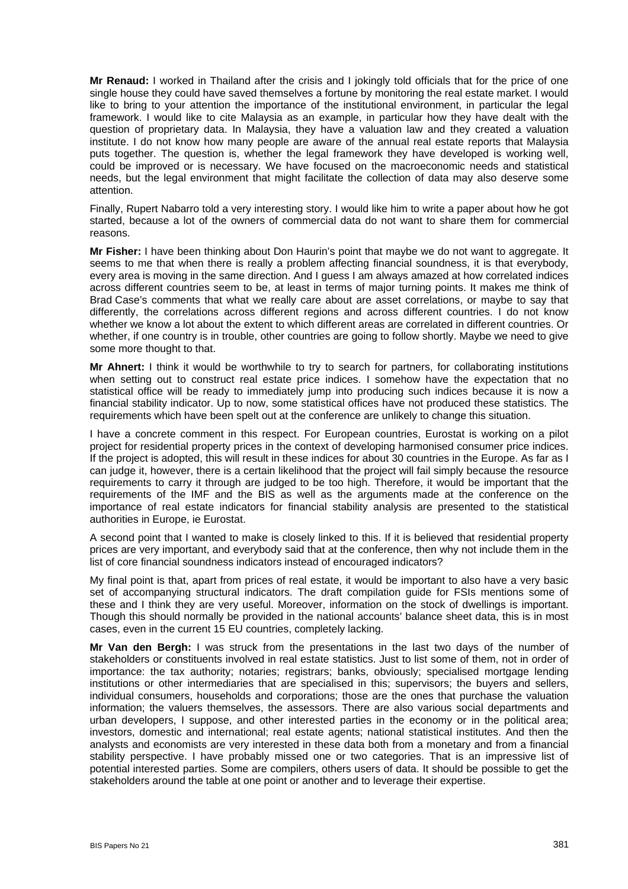**Mr Renaud:** I worked in Thailand after the crisis and I jokingly told officials that for the price of one single house they could have saved themselves a fortune by monitoring the real estate market. I would like to bring to your attention the importance of the institutional environment, in particular the legal framework. I would like to cite Malaysia as an example, in particular how they have dealt with the question of proprietary data. In Malaysia, they have a valuation law and they created a valuation institute. I do not know how many people are aware of the annual real estate reports that Malaysia puts together. The question is, whether the legal framework they have developed is working well, could be improved or is necessary. We have focused on the macroeconomic needs and statistical needs, but the legal environment that might facilitate the collection of data may also deserve some attention.

Finally, Rupert Nabarro told a very interesting story. I would like him to write a paper about how he got started, because a lot of the owners of commercial data do not want to share them for commercial reasons.

**Mr Fisher:** I have been thinking about Don Haurin's point that maybe we do not want to aggregate. It seems to me that when there is really a problem affecting financial soundness, it is that everybody, every area is moving in the same direction. And I guess I am always amazed at how correlated indices across different countries seem to be, at least in terms of major turning points. It makes me think of Brad Case's comments that what we really care about are asset correlations, or maybe to say that differently, the correlations across different regions and across different countries. I do not know whether we know a lot about the extent to which different areas are correlated in different countries. Or whether, if one country is in trouble, other countries are going to follow shortly. Maybe we need to give some more thought to that.

**Mr Ahnert:** I think it would be worthwhile to try to search for partners, for collaborating institutions when setting out to construct real estate price indices. I somehow have the expectation that no statistical office will be ready to immediately jump into producing such indices because it is now a financial stability indicator. Up to now, some statistical offices have not produced these statistics. The requirements which have been spelt out at the conference are unlikely to change this situation.

I have a concrete comment in this respect. For European countries, Eurostat is working on a pilot project for residential property prices in the context of developing harmonised consumer price indices. If the project is adopted, this will result in these indices for about 30 countries in the Europe. As far as I can judge it, however, there is a certain likelihood that the project will fail simply because the resource requirements to carry it through are judged to be too high. Therefore, it would be important that the requirements of the IMF and the BIS as well as the arguments made at the conference on the importance of real estate indicators for financial stability analysis are presented to the statistical authorities in Europe, ie Eurostat.

A second point that I wanted to make is closely linked to this. If it is believed that residential property prices are very important, and everybody said that at the conference, then why not include them in the list of core financial soundness indicators instead of encouraged indicators?

My final point is that, apart from prices of real estate, it would be important to also have a very basic set of accompanying structural indicators. The draft compilation guide for FSIs mentions some of these and I think they are very useful. Moreover, information on the stock of dwellings is important. Though this should normally be provided in the national accounts' balance sheet data, this is in most cases, even in the current 15 EU countries, completely lacking.

**Mr Van den Bergh:** I was struck from the presentations in the last two days of the number of stakeholders or constituents involved in real estate statistics. Just to list some of them, not in order of importance: the tax authority; notaries; registrars; banks, obviously; specialised mortgage lending institutions or other intermediaries that are specialised in this; supervisors; the buyers and sellers, individual consumers, households and corporations; those are the ones that purchase the valuation information; the valuers themselves, the assessors. There are also various social departments and urban developers, I suppose, and other interested parties in the economy or in the political area; investors, domestic and international; real estate agents; national statistical institutes. And then the analysts and economists are very interested in these data both from a monetary and from a financial stability perspective. I have probably missed one or two categories. That is an impressive list of potential interested parties. Some are compilers, others users of data. It should be possible to get the stakeholders around the table at one point or another and to leverage their expertise.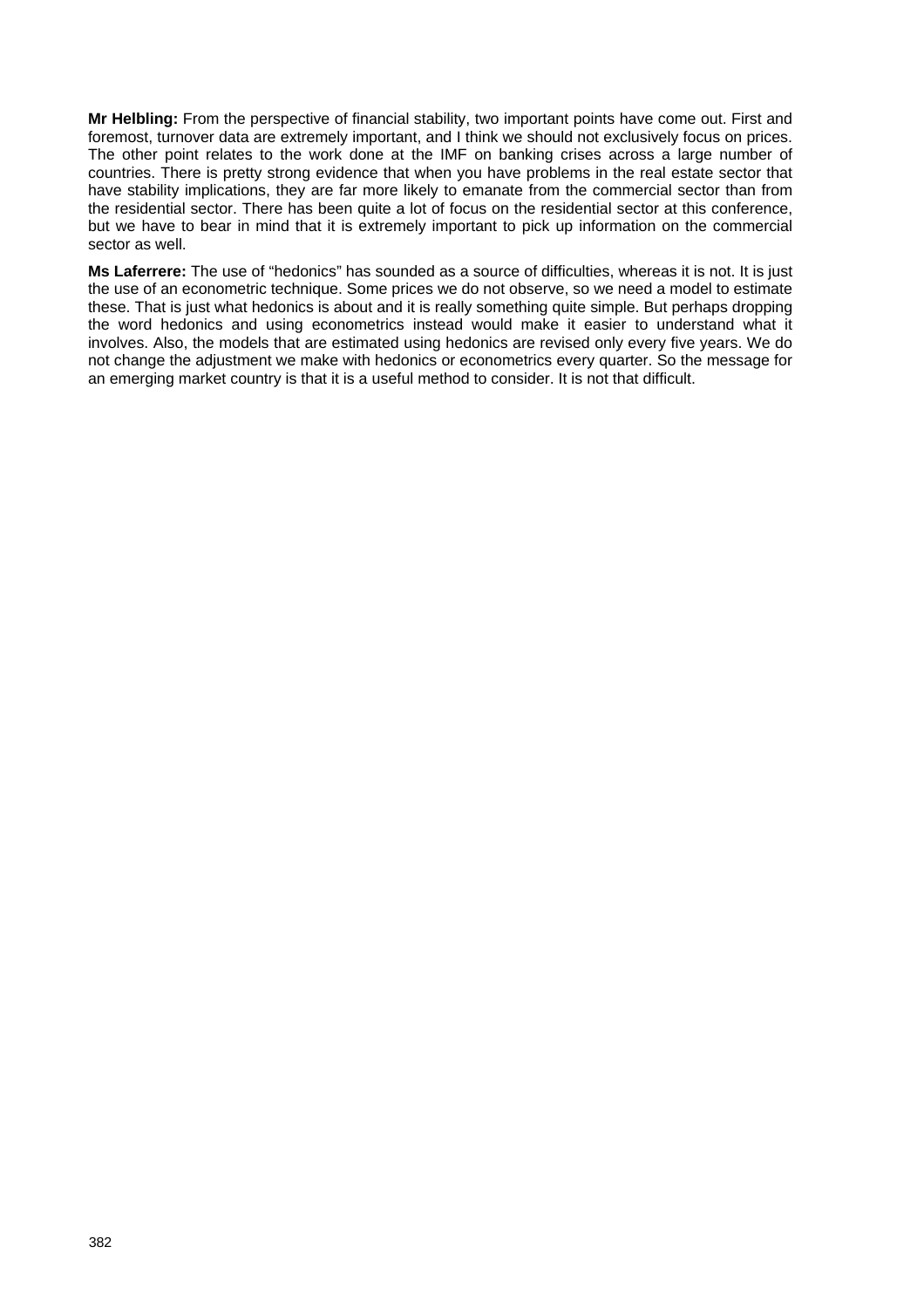**Mr Helbling:** From the perspective of financial stability, two important points have come out. First and foremost, turnover data are extremely important, and I think we should not exclusively focus on prices. The other point relates to the work done at the IMF on banking crises across a large number of countries. There is pretty strong evidence that when you have problems in the real estate sector that have stability implications, they are far more likely to emanate from the commercial sector than from the residential sector. There has been quite a lot of focus on the residential sector at this conference, but we have to bear in mind that it is extremely important to pick up information on the commercial sector as well.

**Ms Laferrere:** The use of "hedonics" has sounded as a source of difficulties, whereas it is not. It is just the use of an econometric technique. Some prices we do not observe, so we need a model to estimate these. That is just what hedonics is about and it is really something quite simple. But perhaps dropping the word hedonics and using econometrics instead would make it easier to understand what it involves. Also, the models that are estimated using hedonics are revised only every five years. We do not change the adjustment we make with hedonics or econometrics every quarter. So the message for an emerging market country is that it is a useful method to consider. It is not that difficult.